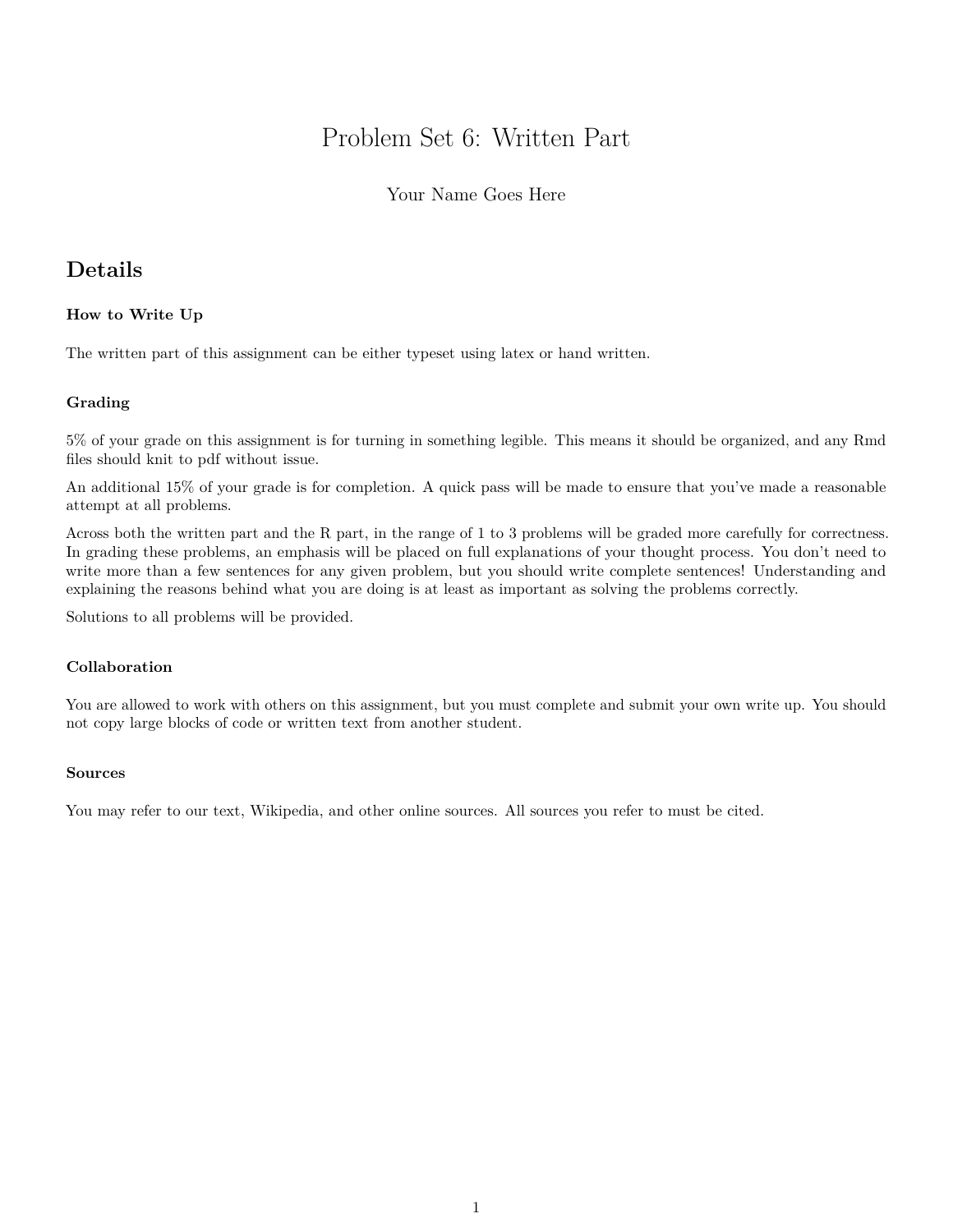# Problem Set 6: Written Part

Your Name Goes Here

## Details

### How to Write Up

The written part of this assignment can be either typeset using latex or hand written.

### Grading

5% of your grade on this assignment is for turning in something legible. This means it should be organized, and any Rmd files should knit to pdf without issue.

An additional 15% of your grade is for completion. A quick pass will be made to ensure that you've made a reasonable attempt at all problems.

Across both the written part and the R part, in the range of 1 to 3 problems will be graded more carefully for correctness. In grading these problems, an emphasis will be placed on full explanations of your thought process. You don't need to write more than a few sentences for any given problem, but you should write complete sentences! Understanding and explaining the reasons behind what you are doing is at least as important as solving the problems correctly.

Solutions to all problems will be provided.

### Collaboration

You are allowed to work with others on this assignment, but you must complete and submit your own write up. You should not copy large blocks of code or written text from another student.

### Sources

You may refer to our text, Wikipedia, and other online sources. All sources you refer to must be cited.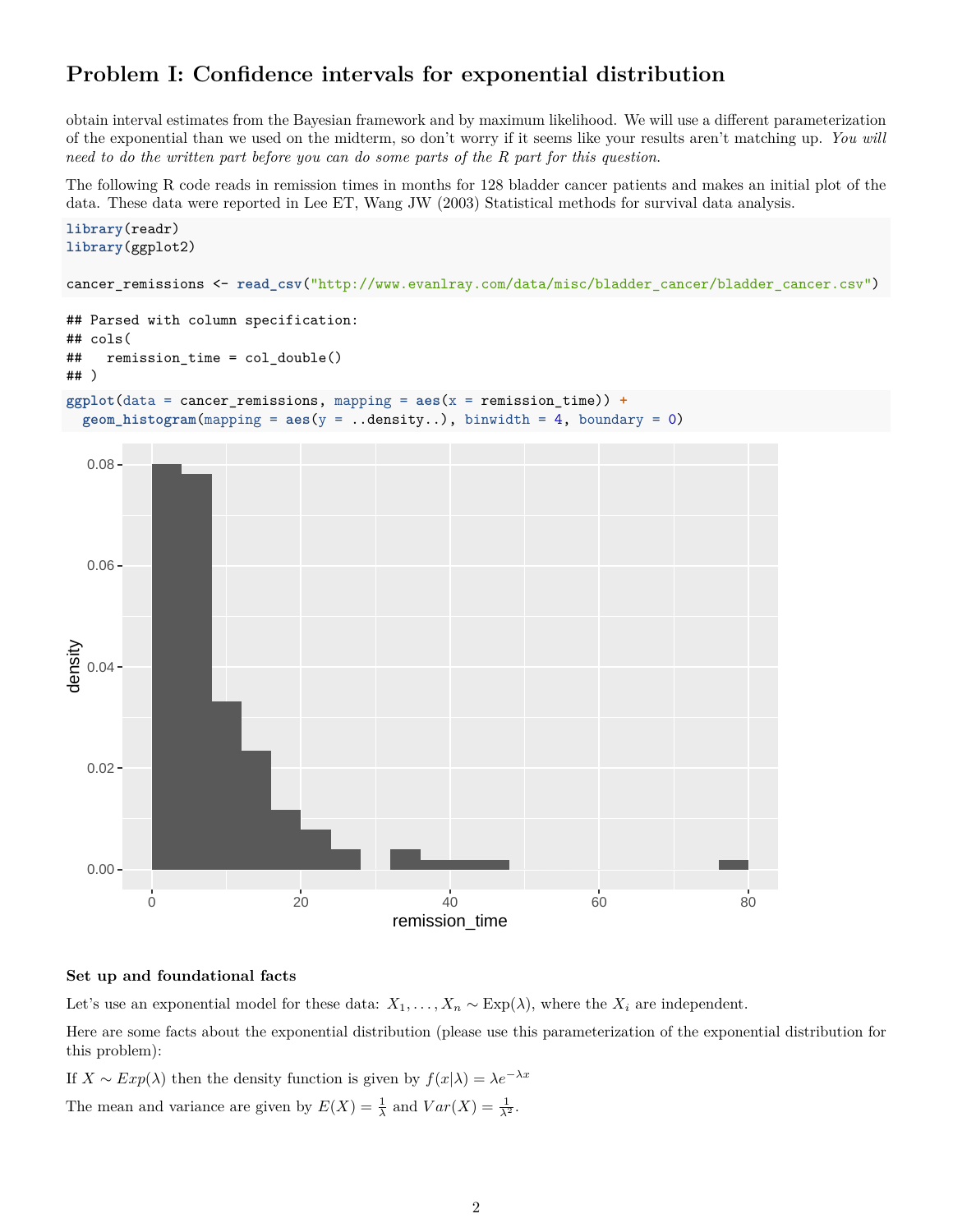## Problem I: Confidence intervals for exponential distribution

obtain interval estimates from the Bayesian framework and by maximum likelihood. We will use a different parameterization of the exponential than we used on the midterm, so don't worry if it seems like your results aren't matching up. *You will need to do the written part before you can do some parts of the R part for this question.*

The following R code reads in remission times in months for 128 bladder cancer patients and makes an initial plot of the data. These data were reported in Lee ET, Wang JW (2003) Statistical methods for survival data analysis.

```
library(readr)
library(ggplot2)

cancer_remissions <- read_csv("http://www.evanlray.com/data/misc/bladder_cancer/bladder_cancer.csv")
```

```
## Parsed with column specification:
## cols(
##   remission_time = col_double()
## )
```

```
ggplot(data = cancer_remissions, mapping = aes(x = remission_time)) +
  geom_histogram(mapping = aes(y = ..density..), binwidth = 4, boundary = 0)
```

**Set up and foundational facts**

Let's use an exponential model for these data: $X_1, \ldots, X_n \sim \text{Exp}(\lambda)$, where the $X_i$ are independent.

Here are some facts about the exponential distribution (please use this parameterization of the exponential distribution for this problem):

If $X \sim Exp(\lambda)$ then the density function is given by $f(x|\lambda) = \lambda e^{-\lambda x}$

The mean and variance are given by $E(X) = \frac{1}{\lambda}$ and $Var(X) = \frac{1}{\lambda^2}$.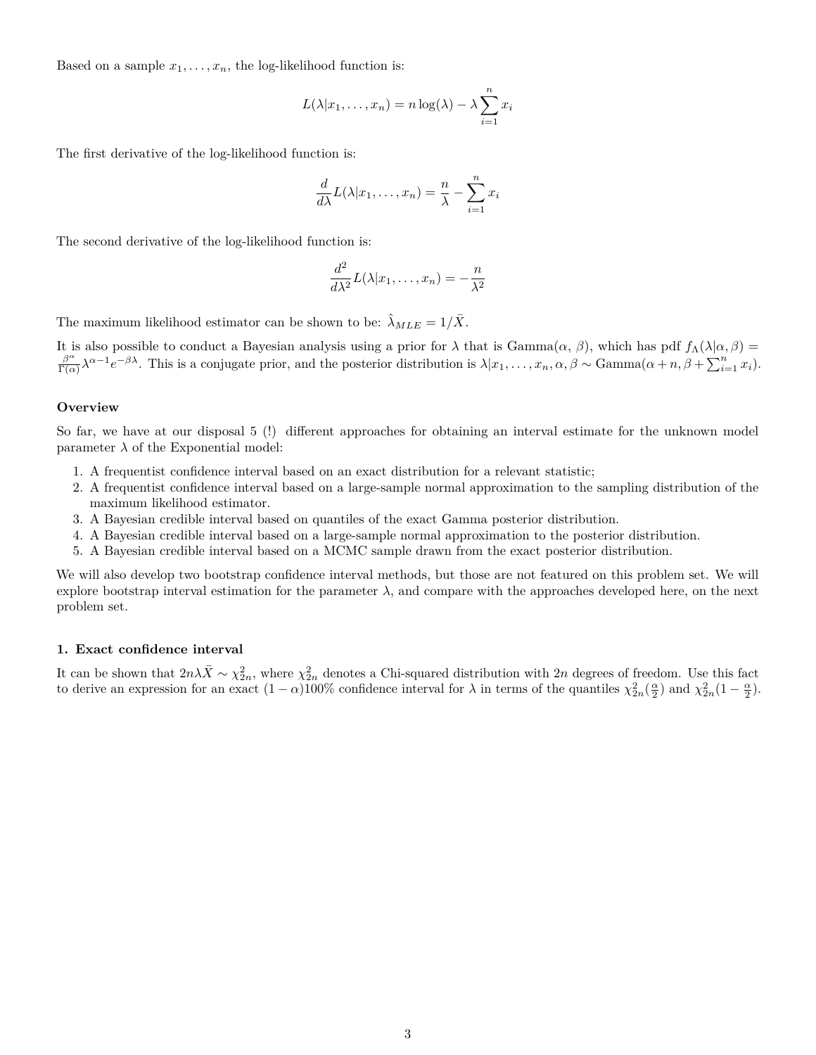Based on a sample $x_1, \ldots, x_n$, the log-likelihood function is:

$$L(\lambda|x_1, \ldots, x_n) = n \log(\lambda) - \lambda \sum_{i=1}^{n} x_i$$

The first derivative of the log-likelihood function is:

$$\frac{d}{d\lambda} L(\lambda|x_1, \ldots, x_n) = \frac{n}{\lambda} - \sum_{i=1}^{n} x_i$$

The second derivative of the log-likelihood function is:

$$\frac{d^2}{d\lambda^2} L(\lambda|x_1, \ldots, x_n) = -\frac{n}{\lambda^2}$$

The maximum likelihood estimator can be shown to be: $\hat{\lambda}_{MLE} = 1/\bar{X}$.

It is also possible to conduct a Bayesian analysis using a prior for $\lambda$ that is Gamma($\alpha$, $\beta$), which has pdf $f_\Lambda(\lambda|\alpha, \beta) = \frac{\beta^\alpha}{\Gamma(\alpha)} \lambda^{\alpha-1} e^{-\beta\lambda}$. This is a conjugate prior, and the posterior distribution is $\lambda|x_1, \ldots, x_n, \alpha, \beta \sim \text{Gamma}(\alpha + n, \beta + \sum_{i=1}^{n} x_i)$.

### Overview

So far, we have at our disposal 5 (!) different approaches for obtaining an interval estimate for the unknown model parameter $\lambda$ of the Exponential model:

1. A frequentist confidence interval based on an exact distribution for a relevant statistic;
2. A frequentist confidence interval based on a large-sample normal approximation to the sampling distribution of the maximum likelihood estimator.
3. A Bayesian credible interval based on quantiles of the exact Gamma posterior distribution.
4. A Bayesian credible interval based on a large-sample normal approximation to the posterior distribution.
5. A Bayesian credible interval based on a MCMC sample drawn from the exact posterior distribution.

We will also develop two bootstrap confidence interval methods, but those are not featured on this problem set. We will explore bootstrap interval estimation for the parameter $\lambda$, and compare with the approaches developed here, on the next problem set.

### 1. Exact confidence interval

It can be shown that $2n\lambda\bar{X} \sim \chi^2_{2n}$, where $\chi^2_{2n}$ denotes a Chi-squared distribution with $2n$ degrees of freedom. Use this fact to derive an expression for an exact $(1-\alpha)100\%$ confidence interval for $\lambda$ in terms of the quantiles $\chi^2_{2n}(\frac{\alpha}{2})$ and $\chi^2_{2n}(1 - \frac{\alpha}{2})$.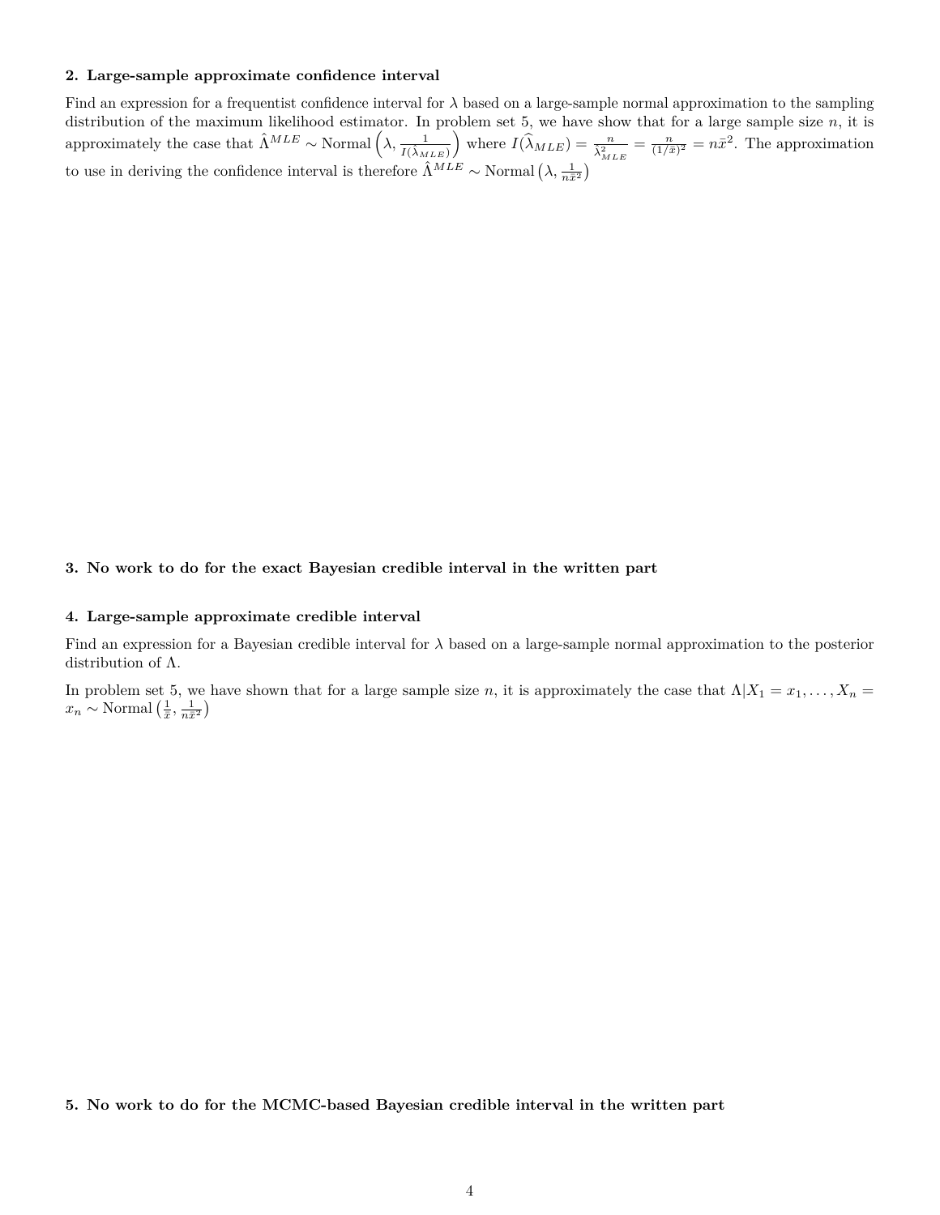**2. Large-sample approximate confidence interval**

Find an expression for a frequentist confidence interval for $\lambda$ based on a large-sample normal approximation to the sampling distribution of the maximum likelihood estimator. In problem set 5, we have show that for a large sample size $n$, it is approximately the case that $\hat{\Lambda}^{MLE} \sim \text{Normal}\left(\lambda, \frac{1}{I(\hat{\lambda}_{MLE})}\right)$ where $I(\widehat{\lambda}_{MLE}) = \frac{n}{\hat{\lambda}^2_{MLE}} = \frac{n}{(1/\bar{x})^2} = n\bar{x}^2$. The approximation to use in deriving the confidence interval is therefore $\hat{\Lambda}^{MLE} \sim \text{Normal}\left(\lambda, \frac{1}{n\bar{x}^2}\right)$

**3. No work to do for the exact Bayesian credible interval in the written part**

**4. Large-sample approximate credible interval**

Find an expression for a Bayesian credible interval for $\lambda$ based on a large-sample normal approximation to the posterior distribution of $\Lambda$.

In problem set 5, we have shown that for a large sample size $n$, it is approximately the case that $\Lambda | X_1 = x_1, \ldots, X_n = x_n \sim \text{Normal}\left(\frac{1}{\bar{x}}, \frac{1}{n\bar{x}^2}\right)$

**5. No work to do for the MCMC-based Bayesian credible interval in the written part**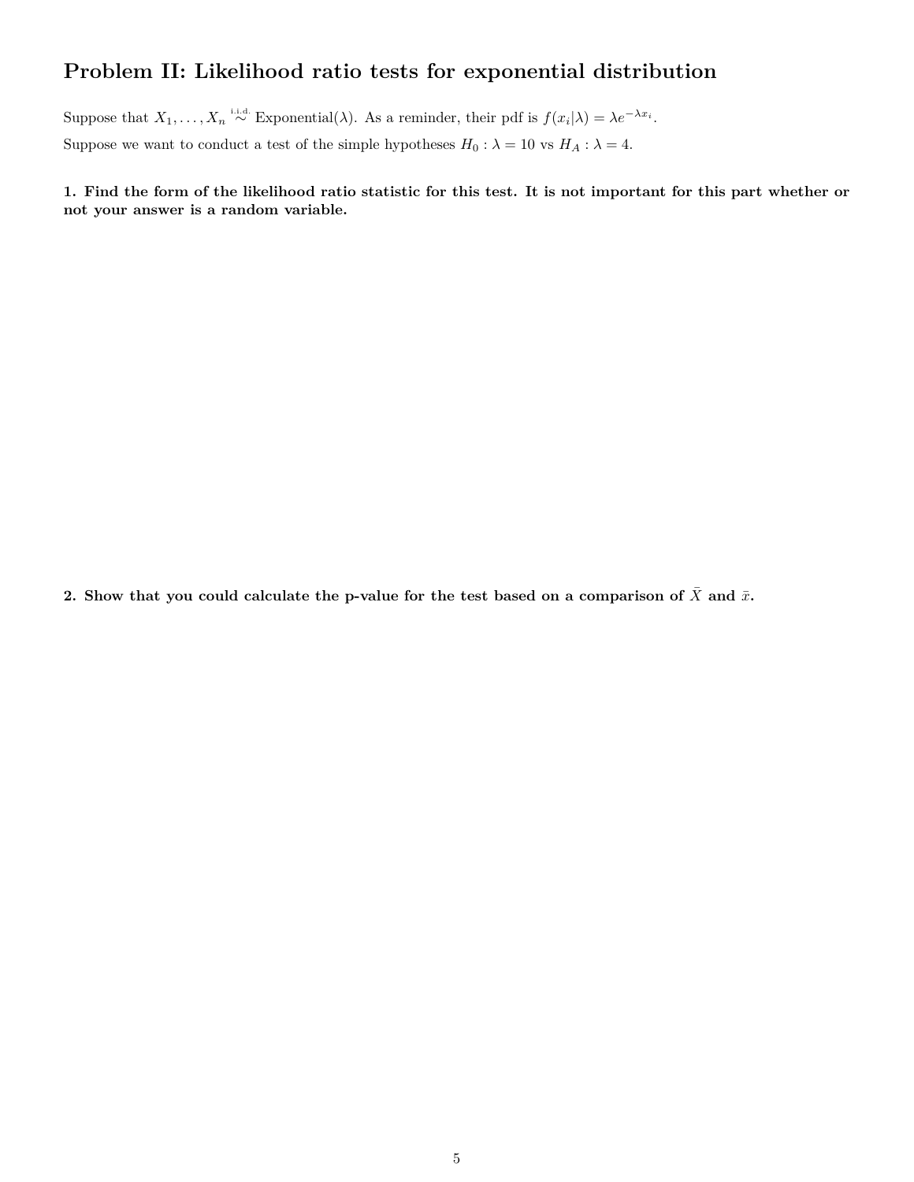# Problem II: Likelihood ratio tests for exponential distribution

Suppose that $X_1, \ldots, X_n \overset{\text{i.i.d.}}{\sim}$ Exponential($\lambda$). As a reminder, their pdf is $f(x_i|\lambda) = \lambda e^{-\lambda x_i}$.

Suppose we want to conduct a test of the simple hypotheses $H_0 : \lambda = 10$ vs $H_A : \lambda = 4$.

**1. Find the form of the likelihood ratio statistic for this test. It is not important for this part whether or not your answer is a random variable.**

**2. Show that you could calculate the p-value for the test based on a comparison of $\bar{X}$ and $\bar{x}$.**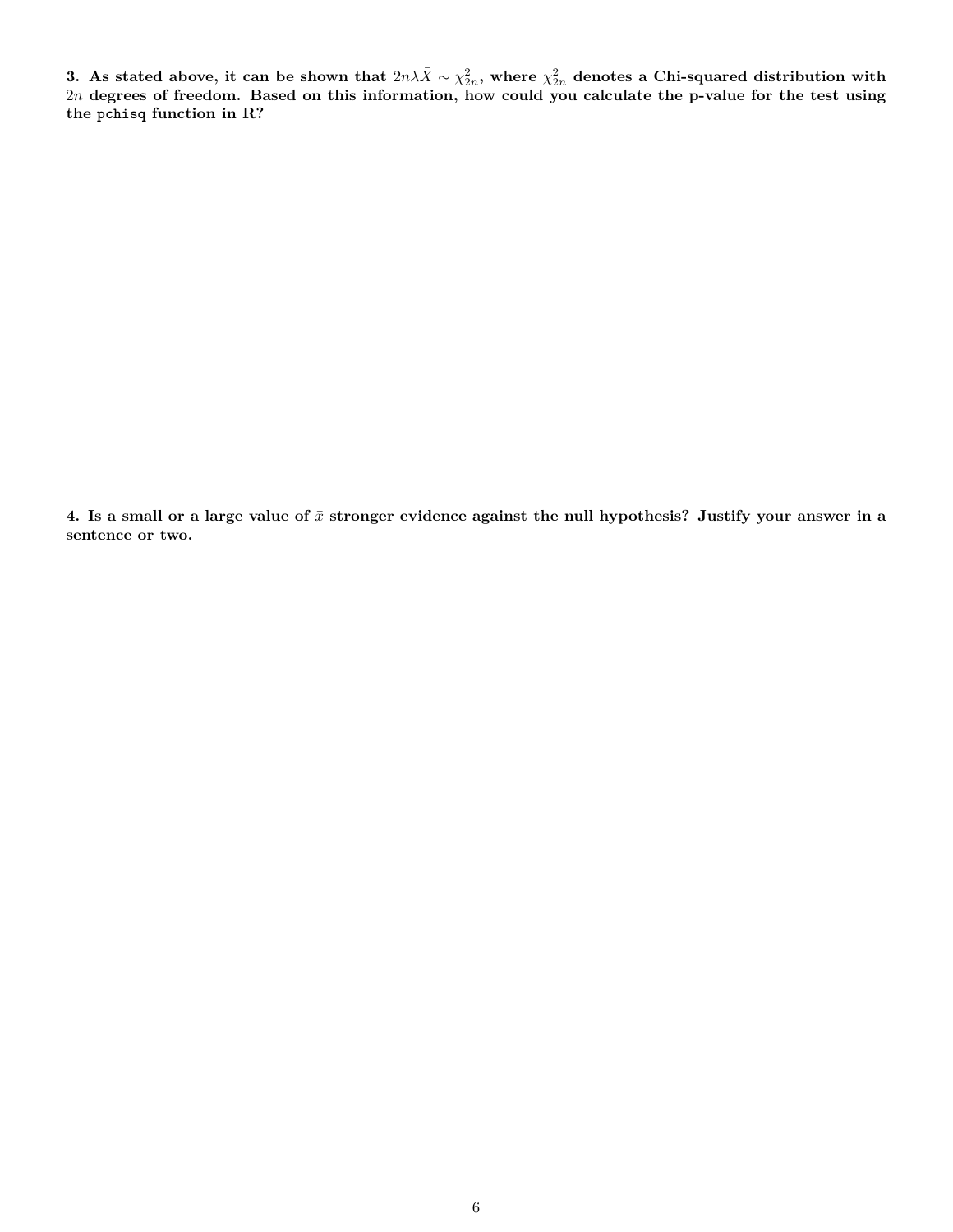**3. As stated above, it can be shown that $2n\lambda\bar{X} \sim \chi^2_{2n}$, where $\chi^2_{2n}$ denotes a Chi-squared distribution with $2n$ degrees of freedom. Based on this information, how could you calculate the p-value for the test using the `pchisq` function in R?**

**4. Is a small or a large value of $\bar{x}$ stronger evidence against the null hypothesis? Justify your answer in a sentence or two.**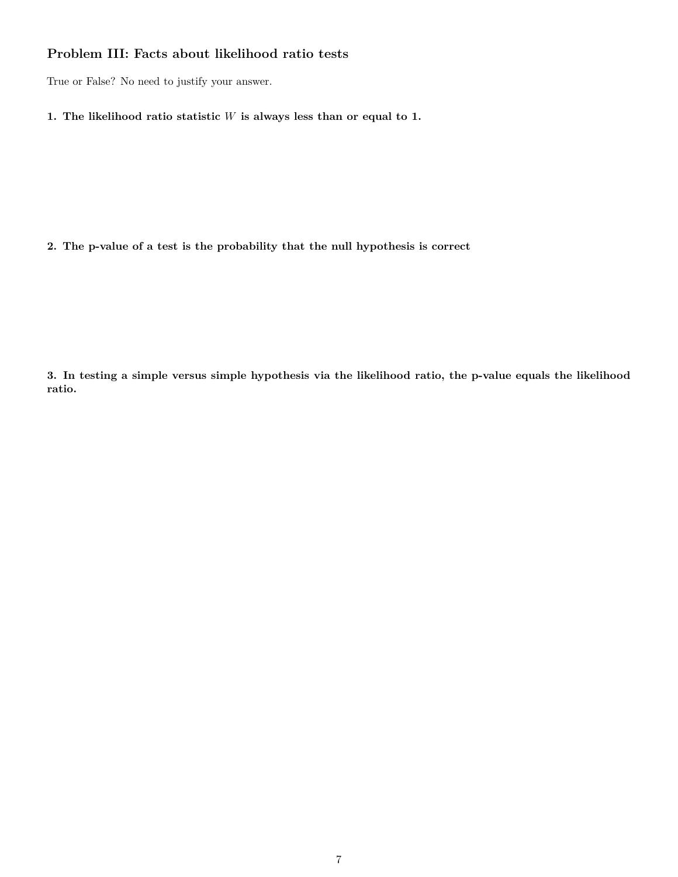### Problem III: Facts about likelihood ratio tests

True or False? No need to justify your answer.

**1. The likelihood ratio statistic $W$ is always less than or equal to 1.**

**2. The p-value of a test is the probability that the null hypothesis is correct**

**3. In testing a simple versus simple hypothesis via the likelihood ratio, the p-value equals the likelihood ratio.**